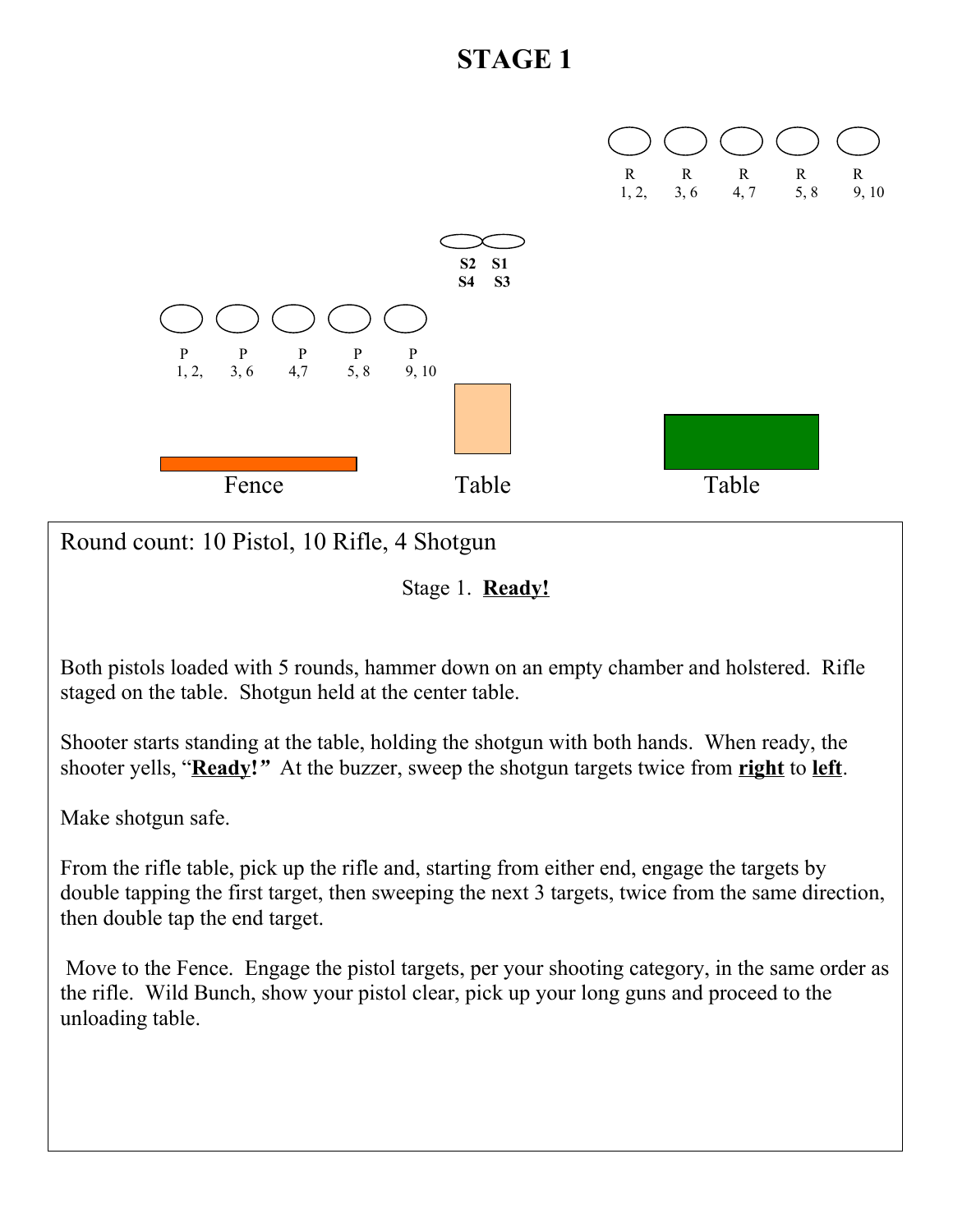# STAGE 1

R 1, 2, R 3, 6 R 4, 7 R 5, 8 R 9, 10

**S2 S1**
**S4 S3**

P 1, 2, P 3, 6 P 4,7 P 5, 8 P 9, 10

Fence Table Table

Round count: 10 Pistol, 10 Rifle, 4 Shotgun

Stage 1. **Ready!**

Both pistols loaded with 5 rounds, hammer down on an empty chamber and holstered. Rifle staged on the table. Shotgun held at the center table.

Shooter starts standing at the table, holding the shotgun with both hands. When ready, the shooter yells, "**Ready!**" At the buzzer, sweep the shotgun targets twice from **right** to **left**.

Make shotgun safe.

From the rifle table, pick up the rifle and, starting from either end, engage the targets by double tapping the first target, then sweeping the next 3 targets, twice from the same direction, then double tap the end target.

Move to the Fence. Engage the pistol targets, per your shooting category, in the same order as the rifle. Wild Bunch, show your pistol clear, pick up your long guns and proceed to the unloading table.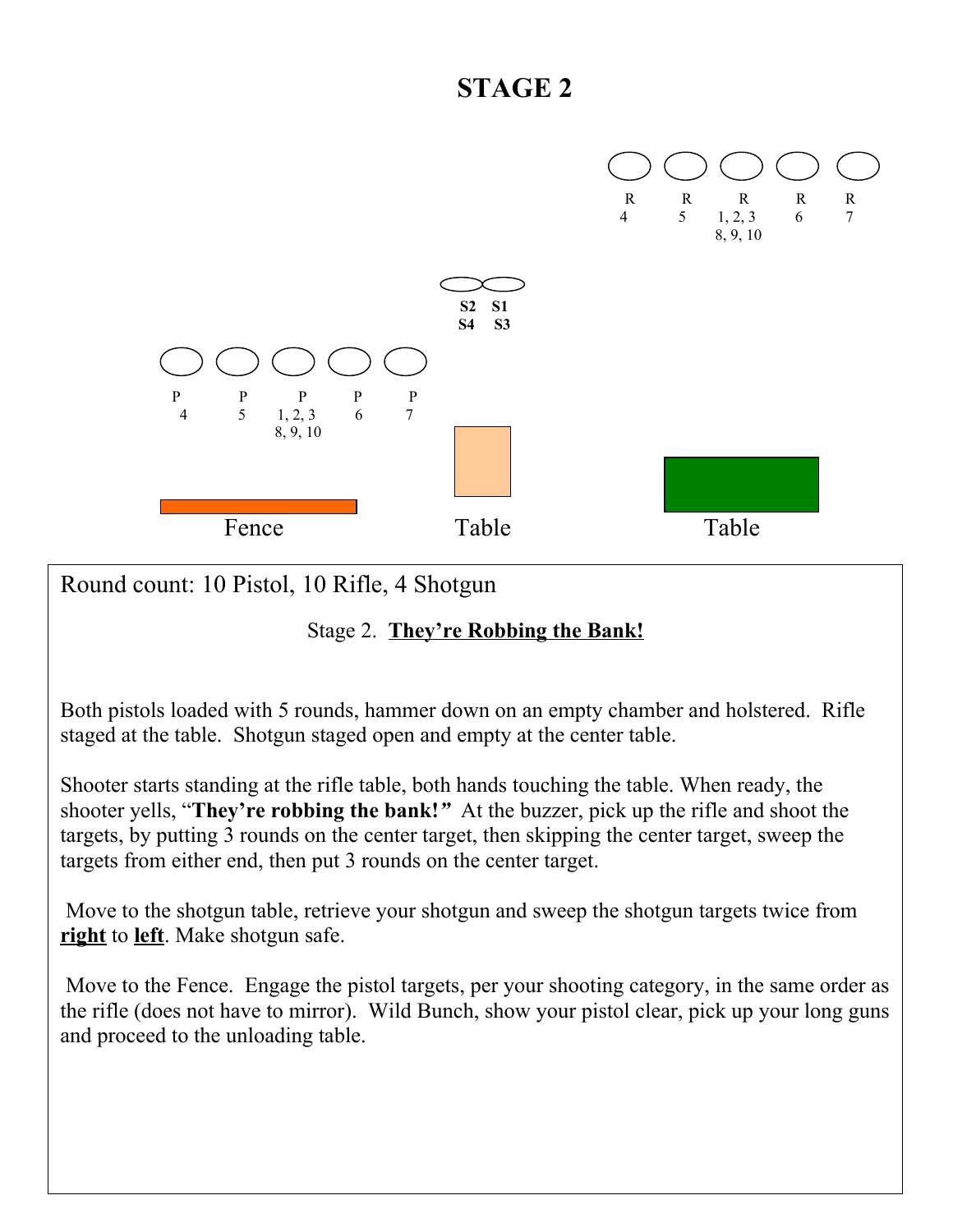# STAGE 2

R 4 &nbsp;&nbsp; R 5 &nbsp;&nbsp; R 1, 2, 3, 8, 9, 10 &nbsp;&nbsp; R 6 &nbsp;&nbsp; R 7

S2 S4 &nbsp;&nbsp; S1 S3

P 4 &nbsp;&nbsp; P 5 &nbsp;&nbsp; P 1, 2, 3, 8, 9, 10 &nbsp;&nbsp; P 6 &nbsp;&nbsp; P 7

Fence &nbsp;&nbsp;&nbsp;&nbsp; Table &nbsp;&nbsp;&nbsp;&nbsp; Table

Round count: 10 Pistol, 10 Rifle, 4 Shotgun

Stage 2. **They're Robbing the Bank!**

Both pistols loaded with 5 rounds, hammer down on an empty chamber and holstered. Rifle staged at the table. Shotgun staged open and empty at the center table.

Shooter starts standing at the rifle table, both hands touching the table. When ready, the shooter yells, "**They're robbing the bank!"** At the buzzer, pick up the rifle and shoot the targets, by putting 3 rounds on the center target, then skipping the center target, sweep the targets from either end, then put 3 rounds on the center target.

Move to the shotgun table, retrieve your shotgun and sweep the shotgun targets twice from **right** to **left**. Make shotgun safe.

Move to the Fence. Engage the pistol targets, per your shooting category, in the same order as the rifle (does not have to mirror). Wild Bunch, show your pistol clear, pick up your long guns and proceed to the unloading table.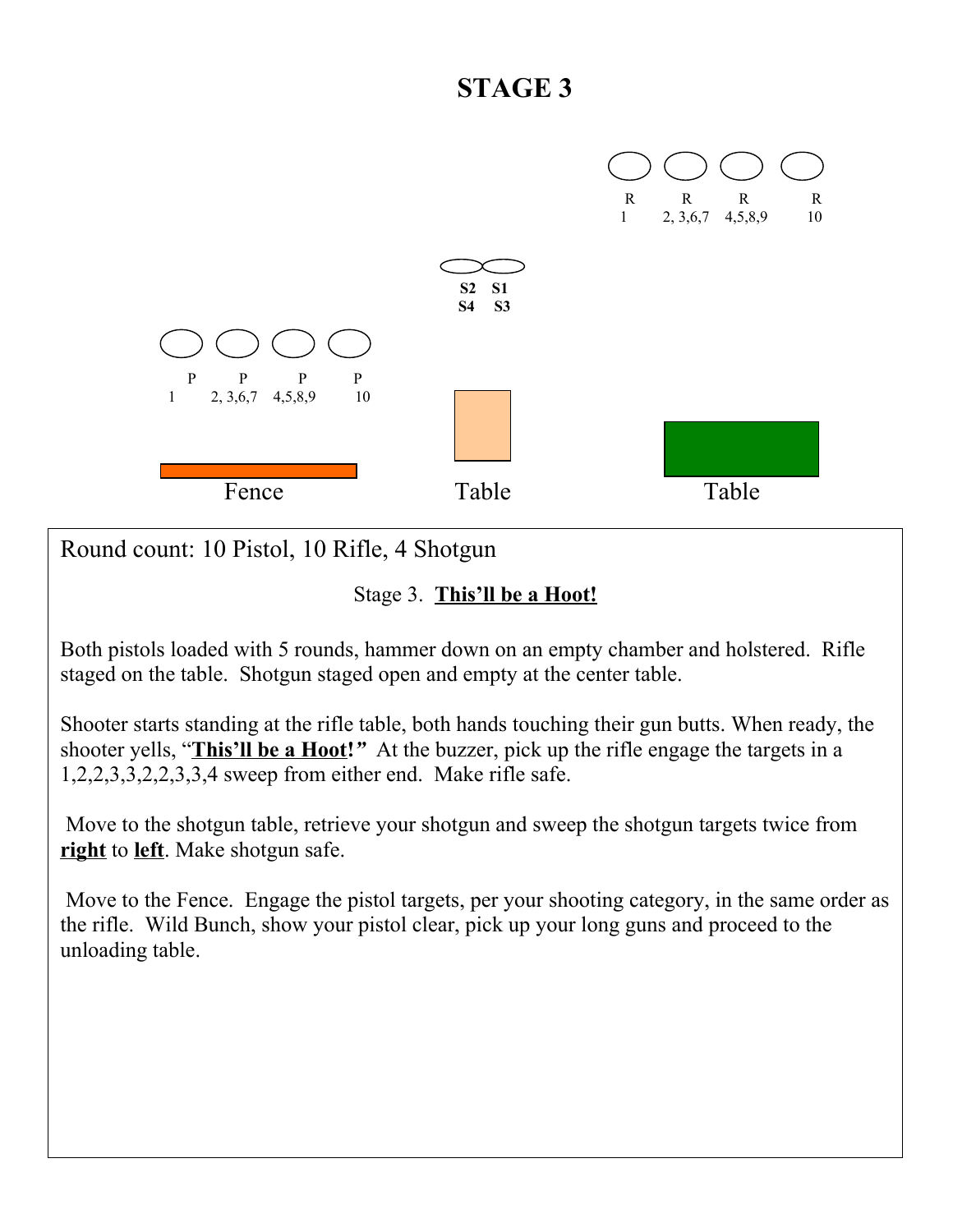# STAGE 3

R 1 — R 2, 3,6,7 — R 4,5,8,9 — R 10

S2 S1
S4 S3

P 1 — P 2, 3,6,7 — P 4,5,8,9 — P 10

Fence — Table — Table

Round count: 10 Pistol, 10 Rifle, 4 Shotgun

Stage 3. **<u>This'll be a Hoot!</u>**

Both pistols loaded with 5 rounds, hammer down on an empty chamber and holstered. Rifle staged on the table. Shotgun staged open and empty at the center table.

Shooter starts standing at the rifle table, both hands touching their gun butts. When ready, the shooter yells, "**<u>This'll be a Hoot!</u>**" At the buzzer, pick up the rifle engage the targets in a 1,2,2,3,3,2,2,3,3,4 sweep from either end. Make rifle safe.

Move to the shotgun table, retrieve your shotgun and sweep the shotgun targets twice from **<u>right</u>** to **<u>left</u>**. Make shotgun safe.

Move to the Fence. Engage the pistol targets, per your shooting category, in the same order as the rifle. Wild Bunch, show your pistol clear, pick up your long guns and proceed to the unloading table.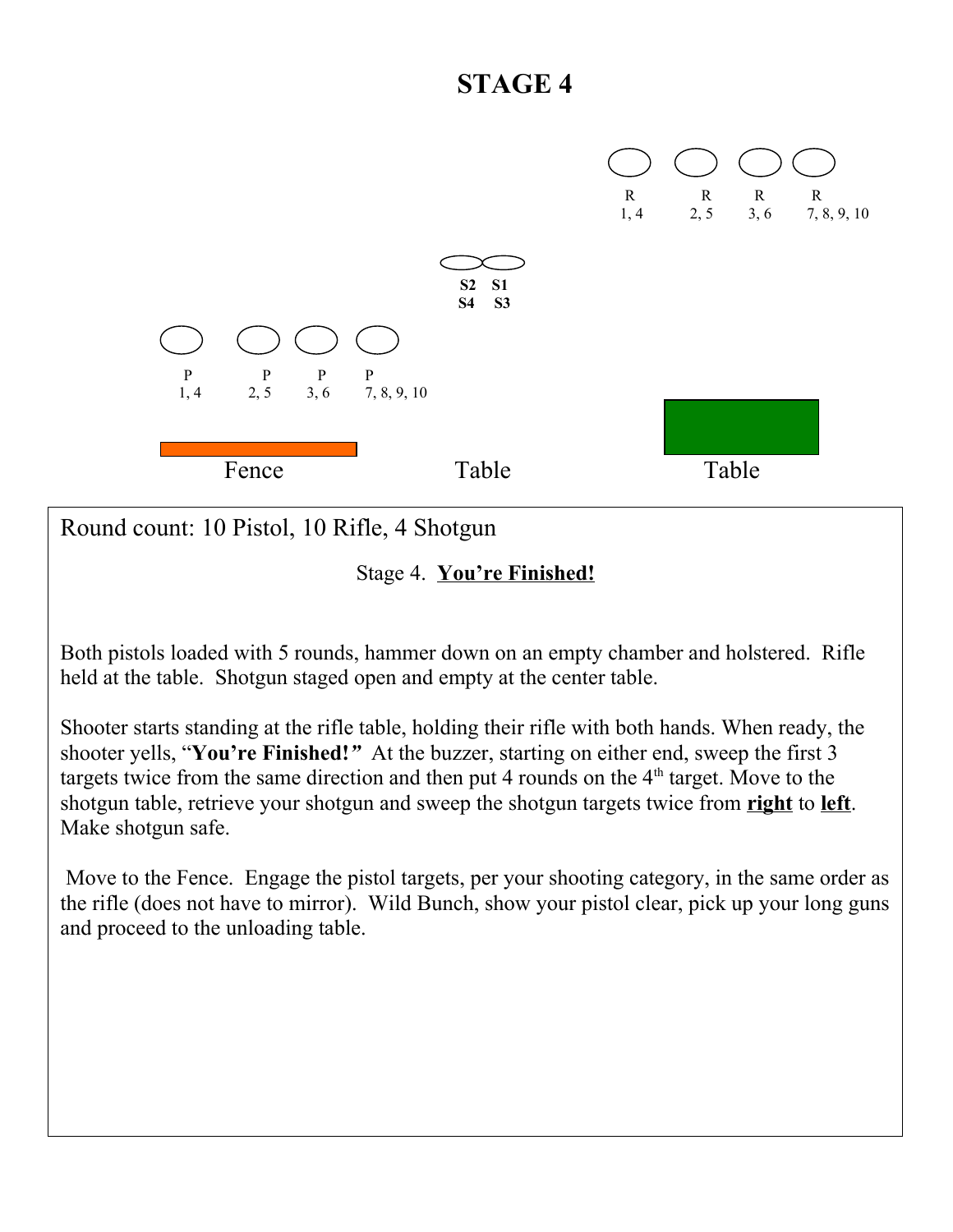# STAGE 4

R 1, 4
R 2, 5
R 3, 6
R 7, 8, 9, 10

S2 S1
S4 S3

P 1, 4
P 2, 5
P 3, 6
P 7, 8, 9, 10

Fence
Table
Table

Round count: 10 Pistol, 10 Rifle, 4 Shotgun

Stage 4. **You're Finished!**

Both pistols loaded with 5 rounds, hammer down on an empty chamber and holstered. Rifle held at the table. Shotgun staged open and empty at the center table.

Shooter starts standing at the rifle table, holding their rifle with both hands. When ready, the shooter yells, "**You're Finished!**" At the buzzer, starting on either end, sweep the first 3 targets twice from the same direction and then put 4 rounds on the 4th target. Move to the shotgun table, retrieve your shotgun and sweep the shotgun targets twice from **right** to **left**. Make shotgun safe.

Move to the Fence. Engage the pistol targets, per your shooting category, in the same order as the rifle (does not have to mirror). Wild Bunch, show your pistol clear, pick up your long guns and proceed to the unloading table.